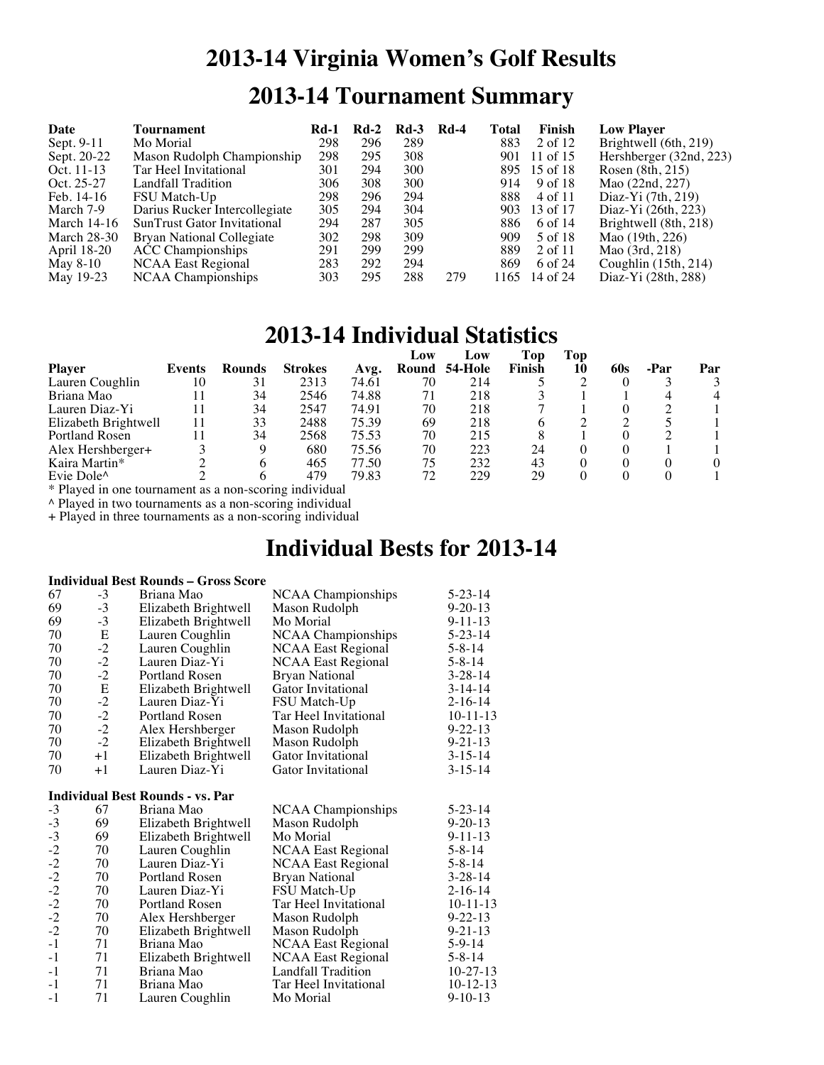# 2013-14 Virginia Women's Golf Results

## 2013-14 Tournament Summary

| Date | Tournament | Rd-1 | Rd-2 | Rd-3 | Rd-4 | Total | Finish | Low Player |
|---|---|---|---|---|---|---|---|---|
| Sept. 9-11 | Mo Morial | 298 | 296 | 289 | | 883 | 2 of 12 | Brightwell (6th, 219) |
| Sept. 20-22 | Mason Rudolph Championship | 298 | 295 | 308 | | 901 | 11 of 15 | Hershberger (32nd, 223) |
| Oct. 11-13 | Tar Heel Invitational | 301 | 294 | 300 | | 895 | 15 of 18 | Rosen (8th, 215) |
| Oct. 25-27 | Landfall Tradition | 306 | 308 | 300 | | 914 | 9 of 18 | Mao (22nd, 227) |
| Feb. 14-16 | FSU Match-Up | 298 | 296 | 294 | | 888 | 4 of 11 | Diaz-Yi (7th, 219) |
| March 7-9 | Darius Rucker Intercollegiate | 305 | 294 | 304 | | 903 | 13 of 17 | Diaz-Yi (26th, 223) |
| March 14-16 | SunTrust Gator Invitational | 294 | 287 | 305 | | 886 | 6 of 14 | Brightwell (8th, 218) |
| March 28-30 | Bryan National Collegiate | 302 | 298 | 309 | | 909 | 5 of 18 | Mao (19th, 226) |
| April 18-20 | ACC Championships | 291 | 299 | 299 | | 889 | 2 of 11 | Mao (3rd, 218) |
| May 8-10 | NCAA East Regional | 283 | 292 | 294 | | 869 | 6 of 24 | Coughlin (15th, 214) |
| May 19-23 | NCAA Championships | 303 | 295 | 288 | 279 | 1165 | 14 of 24 | Diaz-Yi (28th, 288) |

## 2013-14 Individual Statistics

| Player | Events | Rounds | Strokes | Avg. | Low Round | Low 54-Hole | Top Finish | Top 10 | 60s | -Par | Par |
|---|---|---|---|---|---|---|---|---|---|---|---|
| Lauren Coughlin | 10 | 31 | 2313 | 74.61 | 70 | 214 | 5 | 2 | 0 | 3 | 3 |
| Briana Mao | 11 | 34 | 2546 | 74.88 | 71 | 218 | 3 | 1 | 1 | 4 | 4 |
| Lauren Diaz-Yi | 11 | 34 | 2547 | 74.91 | 70 | 218 | 7 | 1 | 0 | 2 | 1 |
| Elizabeth Brightwell | 11 | 33 | 2488 | 75.39 | 69 | 218 | 6 | 2 | 2 | 5 | 1 |
| Portland Rosen | 11 | 34 | 2568 | 75.53 | 70 | 215 | 8 | 1 | 0 | 2 | 1 |
| Alex Hershberger+ | 3 | 9 | 680 | 75.56 | 70 | 223 | 24 | 0 | 0 | 1 | 1 |
| Kaira Martin* | 2 | 6 | 465 | 77.50 | 75 | 232 | 43 | 0 | 0 | 0 | 0 |
| Evie Dole^ | 2 | 6 | 479 | 79.83 | 72 | 229 | 29 | 0 | 0 | 0 | 1 |

* Played in one tournament as a non-scoring individual
^ Played in two tournaments as a non-scoring individual
+ Played in three tournaments as a non-scoring individual

## Individual Bests for 2013-14

**Individual Best Rounds – Gross Score**

| Score | vs. Par | Player | Tournament | Date |
|---|---|---|---|---|
| 67 | -3 | Briana Mao | NCAA Championships | 5-23-14 |
| 69 | -3 | Elizabeth Brightwell | Mason Rudolph | 9-20-13 |
| 69 | -3 | Elizabeth Brightwell | Mo Morial | 9-11-13 |
| 70 | E | Lauren Coughlin | NCAA Championships | 5-23-14 |
| 70 | -2 | Lauren Coughlin | NCAA East Regional | 5-8-14 |
| 70 | -2 | Lauren Diaz-Yi | NCAA East Regional | 5-8-14 |
| 70 | -2 | Portland Rosen | Bryan National | 3-28-14 |
| 70 | E | Elizabeth Brightwell | Gator Invitational | 3-14-14 |
| 70 | -2 | Lauren Diaz-Yi | FSU Match-Up | 2-16-14 |
| 70 | -2 | Portland Rosen | Tar Heel Invitational | 10-11-13 |
| 70 | -2 | Alex Hershberger | Mason Rudolph | 9-22-13 |
| 70 | -2 | Elizabeth Brightwell | Mason Rudolph | 9-21-13 |
| 70 | +1 | Elizabeth Brightwell | Gator Invitational | 3-15-14 |
| 70 | +1 | Lauren Diaz-Yi | Gator Invitational | 3-15-14 |

**Individual Best Rounds - vs. Par**

| vs. Par | Score | Player | Tournament | Date |
|---|---|---|---|---|
| -3 | 67 | Briana Mao | NCAA Championships | 5-23-14 |
| -3 | 69 | Elizabeth Brightwell | Mason Rudolph | 9-20-13 |
| -3 | 69 | Elizabeth Brightwell | Mo Morial | 9-11-13 |
| -2 | 70 | Lauren Coughlin | NCAA East Regional | 5-8-14 |
| -2 | 70 | Lauren Diaz-Yi | NCAA East Regional | 5-8-14 |
| -2 | 70 | Portland Rosen | Bryan National | 3-28-14 |
| -2 | 70 | Lauren Diaz-Yi | FSU Match-Up | 2-16-14 |
| -2 | 70 | Portland Rosen | Tar Heel Invitational | 10-11-13 |
| -2 | 70 | Alex Hershberger | Mason Rudolph | 9-22-13 |
| -2 | 70 | Elizabeth Brightwell | Mason Rudolph | 9-21-13 |
| -1 | 71 | Briana Mao | NCAA East Regional | 5-9-14 |
| -1 | 71 | Elizabeth Brightwell | NCAA East Regional | 5-8-14 |
| -1 | 71 | Briana Mao | Landfall Tradition | 10-27-13 |
| -1 | 71 | Briana Mao | Tar Heel Invitational | 10-12-13 |
| -1 | 71 | Lauren Coughlin | Mo Morial | 9-10-13 |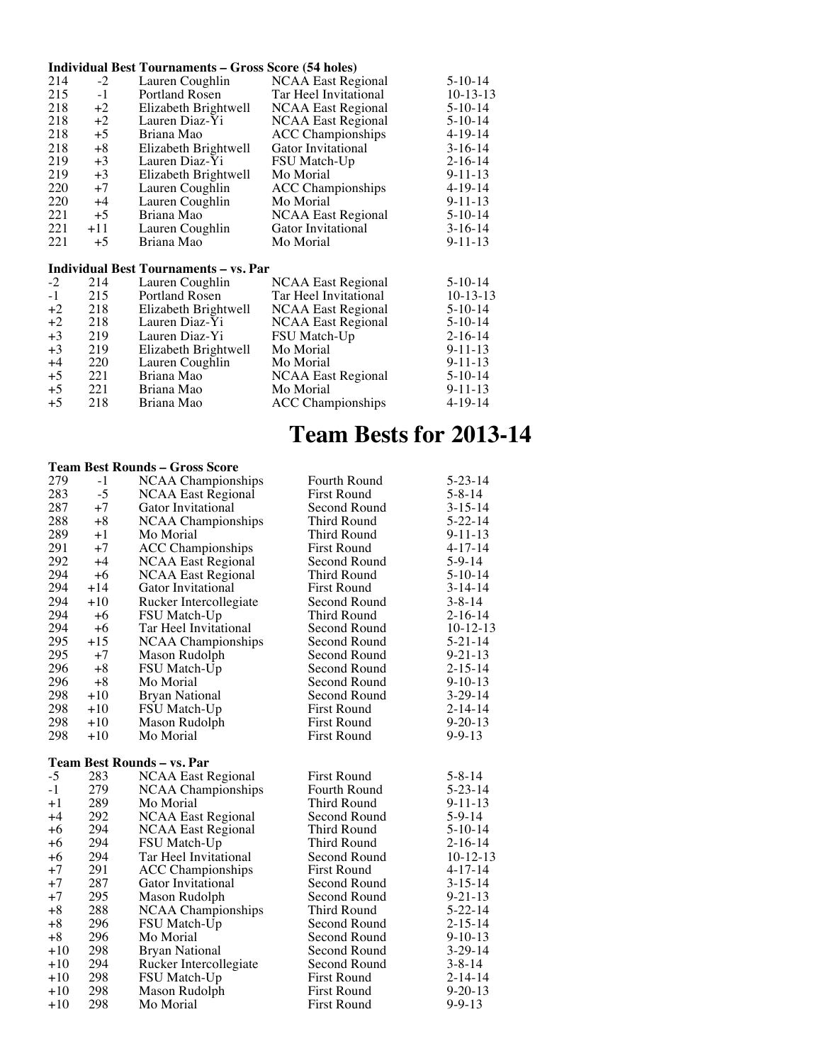**Individual Best Tournaments – Gross Score (54 holes)**

| | | | | |
|---|---|---|---|---|
| 214 | -2 | Lauren Coughlin | NCAA East Regional | 5-10-14 |
| 215 | -1 | Portland Rosen | Tar Heel Invitational | 10-13-13 |
| 218 | +2 | Elizabeth Brightwell | NCAA East Regional | 5-10-14 |
| 218 | +2 | Lauren Diaz-Yi | NCAA East Regional | 5-10-14 |
| 218 | +5 | Briana Mao | ACC Championships | 4-19-14 |
| 218 | +8 | Elizabeth Brightwell | Gator Invitational | 3-16-14 |
| 219 | +3 | Lauren Diaz-Yi | FSU Match-Up | 2-16-14 |
| 219 | +3 | Elizabeth Brightwell | Mo Morial | 9-11-13 |
| 220 | +7 | Lauren Coughlin | ACC Championships | 4-19-14 |
| 220 | +4 | Lauren Coughlin | Mo Morial | 9-11-13 |
| 221 | +5 | Briana Mao | NCAA East Regional | 5-10-14 |
| 221 | +11 | Lauren Coughlin | Gator Invitational | 3-16-14 |
| 221 | +5 | Briana Mao | Mo Morial | 9-11-13 |

**Individual Best Tournaments – vs. Par**

| | | | | |
|---|---|---|---|---|
| -2 | 214 | Lauren Coughlin | NCAA East Regional | 5-10-14 |
| -1 | 215 | Portland Rosen | Tar Heel Invitational | 10-13-13 |
| +2 | 218 | Elizabeth Brightwell | NCAA East Regional | 5-10-14 |
| +2 | 218 | Lauren Diaz-Yi | NCAA East Regional | 5-10-14 |
| +3 | 219 | Lauren Diaz-Yi | FSU Match-Up | 2-16-14 |
| +3 | 219 | Elizabeth Brightwell | Mo Morial | 9-11-13 |
| +4 | 220 | Lauren Coughlin | Mo Morial | 9-11-13 |
| +5 | 221 | Briana Mao | NCAA East Regional | 5-10-14 |
| +5 | 221 | Briana Mao | Mo Morial | 9-11-13 |
| +5 | 218 | Briana Mao | ACC Championships | 4-19-14 |

# Team Bests for 2013-14

**Team Best Rounds – Gross Score**

| | | | | |
|---|---|---|---|---|
| 279 | -1 | NCAA Championships | Fourth Round | 5-23-14 |
| 283 | -5 | NCAA East Regional | First Round | 5-8-14 |
| 287 | +7 | Gator Invitational | Second Round | 3-15-14 |
| 288 | +8 | NCAA Championships | Third Round | 5-22-14 |
| 289 | +1 | Mo Morial | Third Round | 9-11-13 |
| 291 | +7 | ACC Championships | First Round | 4-17-14 |
| 292 | +4 | NCAA East Regional | Second Round | 5-9-14 |
| 294 | +6 | NCAA East Regional | Third Round | 5-10-14 |
| 294 | +14 | Gator Invitational | First Round | 3-14-14 |
| 294 | +10 | Rucker Intercollegiate | Second Round | 3-8-14 |
| 294 | +6 | FSU Match-Up | Third Round | 2-16-14 |
| 294 | +6 | Tar Heel Invitational | Second Round | 10-12-13 |
| 295 | +15 | NCAA Championships | Second Round | 5-21-14 |
| 295 | +7 | Mason Rudolph | Second Round | 9-21-13 |
| 296 | +8 | FSU Match-Up | Second Round | 2-15-14 |
| 296 | +8 | Mo Morial | Second Round | 9-10-13 |
| 298 | +10 | Bryan National | Second Round | 3-29-14 |
| 298 | +10 | FSU Match-Up | First Round | 2-14-14 |
| 298 | +10 | Mason Rudolph | First Round | 9-20-13 |
| 298 | +10 | Mo Morial | First Round | 9-9-13 |

**Team Best Rounds – vs. Par**

| | | | | |
|---|---|---|---|---|
| -5 | 283 | NCAA East Regional | First Round | 5-8-14 |
| -1 | 279 | NCAA Championships | Fourth Round | 5-23-14 |
| +1 | 289 | Mo Morial | Third Round | 9-11-13 |
| +4 | 292 | NCAA East Regional | Second Round | 5-9-14 |
| +6 | 294 | NCAA East Regional | Third Round | 5-10-14 |
| +6 | 294 | FSU Match-Up | Third Round | 2-16-14 |
| +6 | 294 | Tar Heel Invitational | Second Round | 10-12-13 |
| +7 | 291 | ACC Championships | First Round | 4-17-14 |
| +7 | 287 | Gator Invitational | Second Round | 3-15-14 |
| +7 | 295 | Mason Rudolph | Second Round | 9-21-13 |
| +8 | 288 | NCAA Championships | Third Round | 5-22-14 |
| +8 | 296 | FSU Match-Up | Second Round | 2-15-14 |
| +8 | 296 | Mo Morial | Second Round | 9-10-13 |
| +10 | 298 | Bryan National | Second Round | 3-29-14 |
| +10 | 294 | Rucker Intercollegiate | Second Round | 3-8-14 |
| +10 | 298 | FSU Match-Up | First Round | 2-14-14 |
| +10 | 298 | Mason Rudolph | First Round | 9-20-13 |
| +10 | 298 | Mo Morial | First Round | 9-9-13 |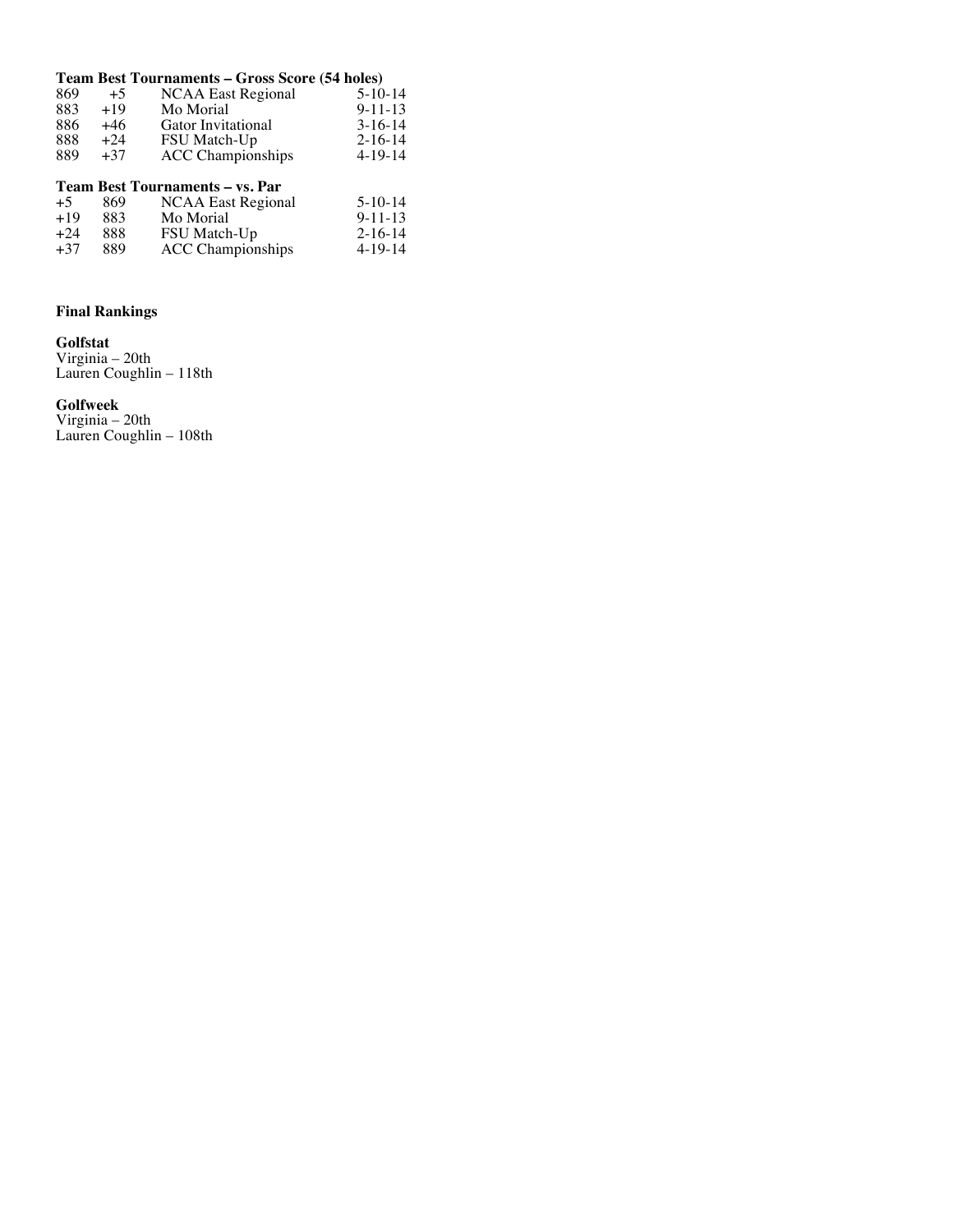**Team Best Tournaments – Gross Score (54 holes)**

| | | | |
|---|---|---|---|
| 869 | +5 | NCAA East Regional | 5-10-14 |
| 883 | +19 | Mo Morial | 9-11-13 |
| 886 | +46 | Gator Invitational | 3-16-14 |
| 888 | +24 | FSU Match-Up | 2-16-14 |
| 889 | +37 | ACC Championships | 4-19-14 |

**Team Best Tournaments – vs. Par**

| | | | |
|---|---|---|---|
| +5 | 869 | NCAA East Regional | 5-10-14 |
| +19 | 883 | Mo Morial | 9-11-13 |
| +24 | 888 | FSU Match-Up | 2-16-14 |
| +37 | 889 | ACC Championships | 4-19-14 |

**Final Rankings**

**Golfstat**
Virginia – 20th
Lauren Coughlin – 118th

**Golfweek**
Virginia – 20th
Lauren Coughlin – 108th